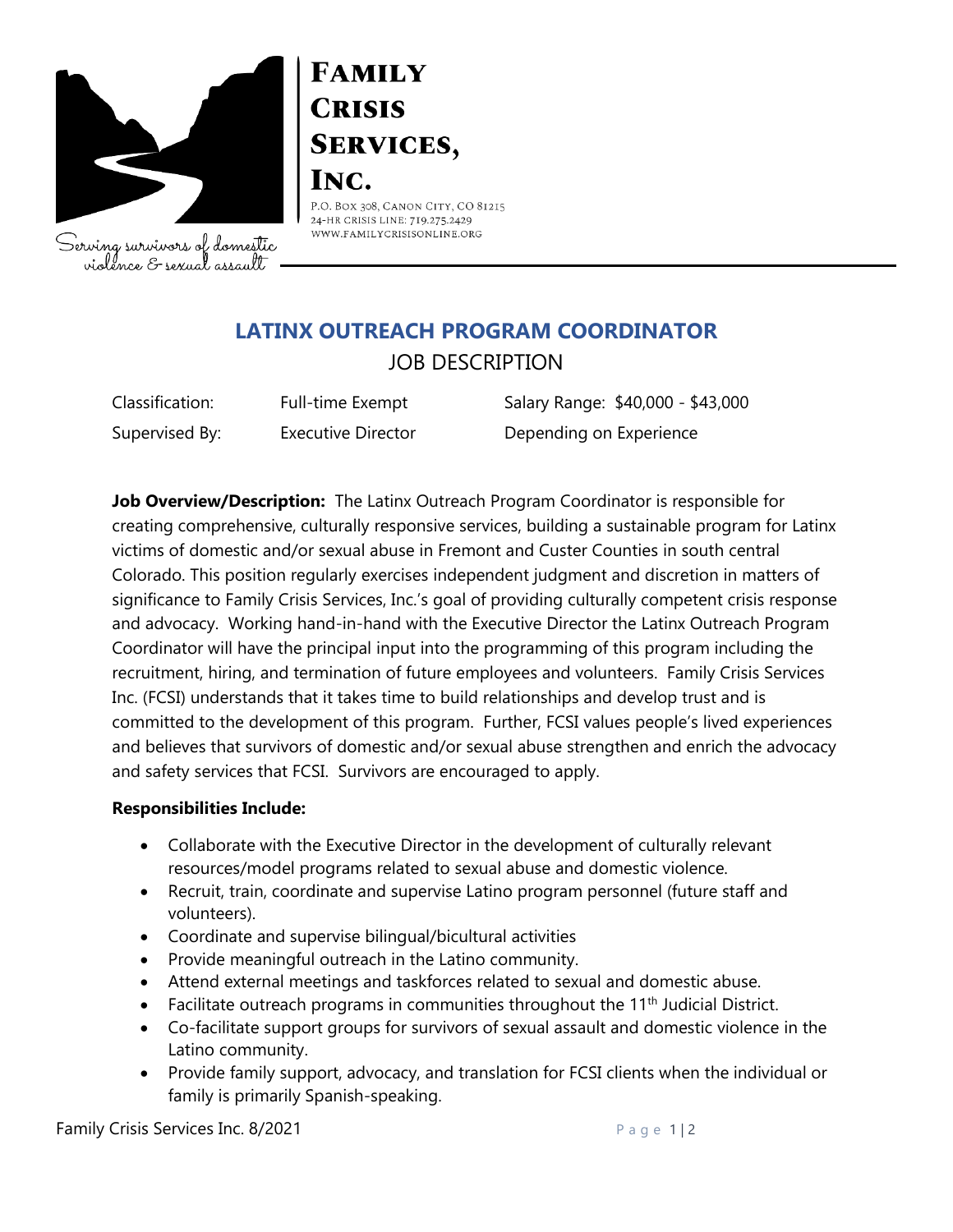# Family Crisis Services, Inc.

P.O. Box 308, Canon City, CO 81215
24-HR Crisis Line: 719.275.2429
www.familycrisisonline.org

Serving survivors of domestic violence & sexual assault

## LATINX OUTREACH PROGRAM COORDINATOR

JOB DESCRIPTION

| | | |
|---|---|---|
| Classification: | Full-time Exempt | Salary Range: $40,000 - $43,000 |
| Supervised By: | Executive Director | Depending on Experience |

**Job Overview/Description:** The Latinx Outreach Program Coordinator is responsible for creating comprehensive, culturally responsive services, building a sustainable program for Latinx victims of domestic and/or sexual abuse in Fremont and Custer Counties in south central Colorado. This position regularly exercises independent judgment and discretion in matters of significance to Family Crisis Services, Inc.'s goal of providing culturally competent crisis response and advocacy. Working hand-in-hand with the Executive Director the Latinx Outreach Program Coordinator will have the principal input into the programming of this program including the recruitment, hiring, and termination of future employees and volunteers. Family Crisis Services Inc. (FCSI) understands that it takes time to build relationships and develop trust and is committed to the development of this program. Further, FCSI values people's lived experiences and believes that survivors of domestic and/or sexual abuse strengthen and enrich the advocacy and safety services that FCSI. Survivors are encouraged to apply.

**Responsibilities Include:**

- Collaborate with the Executive Director in the development of culturally relevant resources/model programs related to sexual abuse and domestic violence.
- Recruit, train, coordinate and supervise Latino program personnel (future staff and volunteers).
- Coordinate and supervise bilingual/bicultural activities
- Provide meaningful outreach in the Latino community.
- Attend external meetings and taskforces related to sexual and domestic abuse.
- Facilitate outreach programs in communities throughout the 11th Judicial District.
- Co-facilitate support groups for survivors of sexual assault and domestic violence in the Latino community.
- Provide family support, advocacy, and translation for FCSI clients when the individual or family is primarily Spanish-speaking.

Family Crisis Services Inc. 8/2021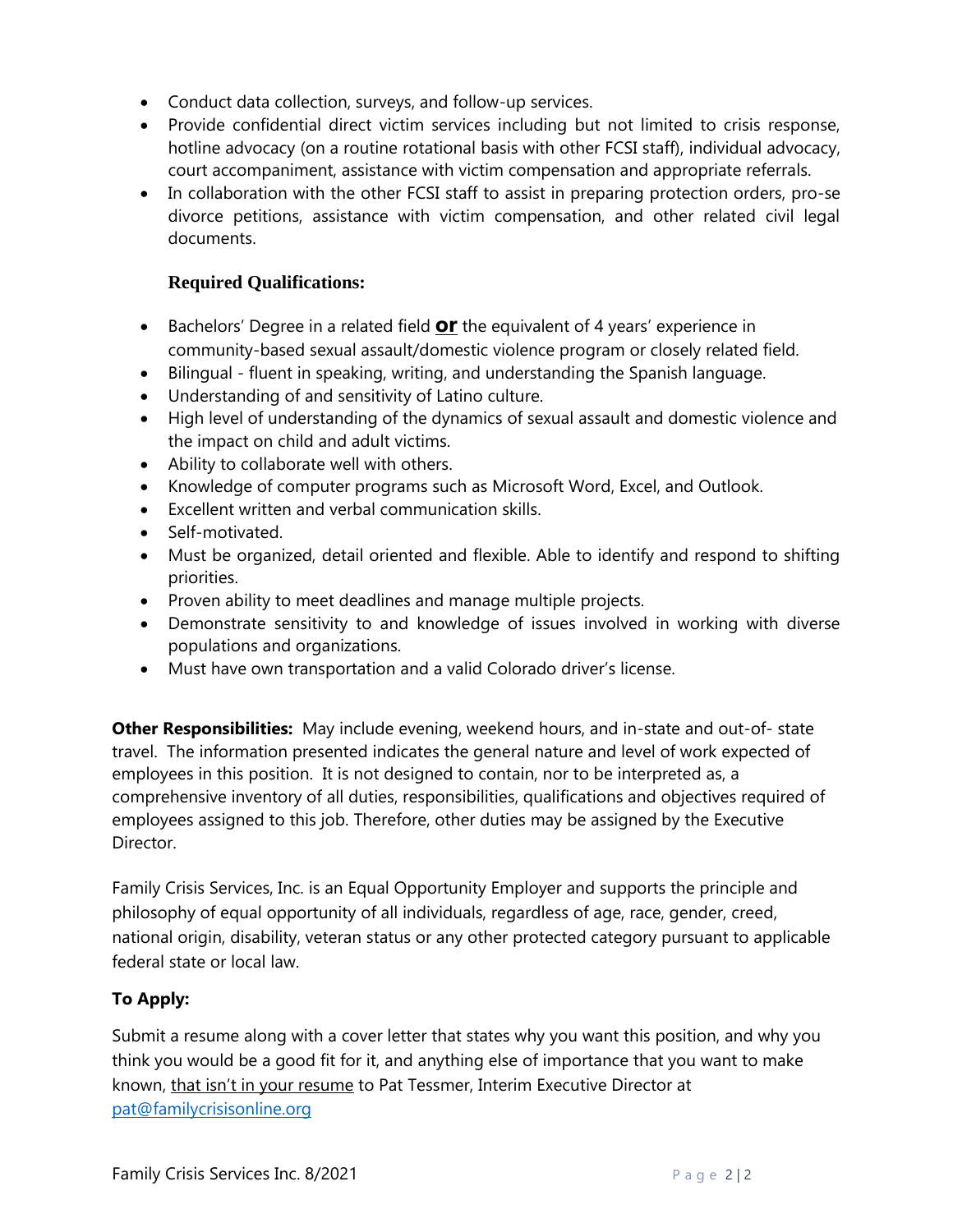- Conduct data collection, surveys, and follow-up services.
- Provide confidential direct victim services including but not limited to crisis response, hotline advocacy (on a routine rotational basis with other FCSI staff), individual advocacy, court accompaniment, assistance with victim compensation and appropriate referrals.
- In collaboration with the other FCSI staff to assist in preparing protection orders, pro-se divorce petitions, assistance with victim compensation, and other related civil legal documents.

### Required Qualifications:

- Bachelors' Degree in a related field **or** the equivalent of 4 years' experience in community-based sexual assault/domestic violence program or closely related field.
- Bilingual - fluent in speaking, writing, and understanding the Spanish language.
- Understanding of and sensitivity of Latino culture.
- High level of understanding of the dynamics of sexual assault and domestic violence and the impact on child and adult victims.
- Ability to collaborate well with others.
- Knowledge of computer programs such as Microsoft Word, Excel, and Outlook.
- Excellent written and verbal communication skills.
- Self-motivated.
- Must be organized, detail oriented and flexible. Able to identify and respond to shifting priorities.
- Proven ability to meet deadlines and manage multiple projects.
- Demonstrate sensitivity to and knowledge of issues involved in working with diverse populations and organizations.
- Must have own transportation and a valid Colorado driver's license.

**Other Responsibilities:** May include evening, weekend hours, and in-state and out-of- state travel. The information presented indicates the general nature and level of work expected of employees in this position. It is not designed to contain, nor to be interpreted as, a comprehensive inventory of all duties, responsibilities, qualifications and objectives required of employees assigned to this job. Therefore, other duties may be assigned by the Executive Director.

Family Crisis Services, Inc. is an Equal Opportunity Employer and supports the principle and philosophy of equal opportunity of all individuals, regardless of age, race, gender, creed, national origin, disability, veteran status or any other protected category pursuant to applicable federal state or local law.

**To Apply:**

Submit a resume along with a cover letter that states why you want this position, and why you think you would be a good fit for it, and anything else of importance that you want to make known, that isn't in your resume to Pat Tessmer, Interim Executive Director at pat@familycrisisonline.org

Family Crisis Services Inc. 8/2021